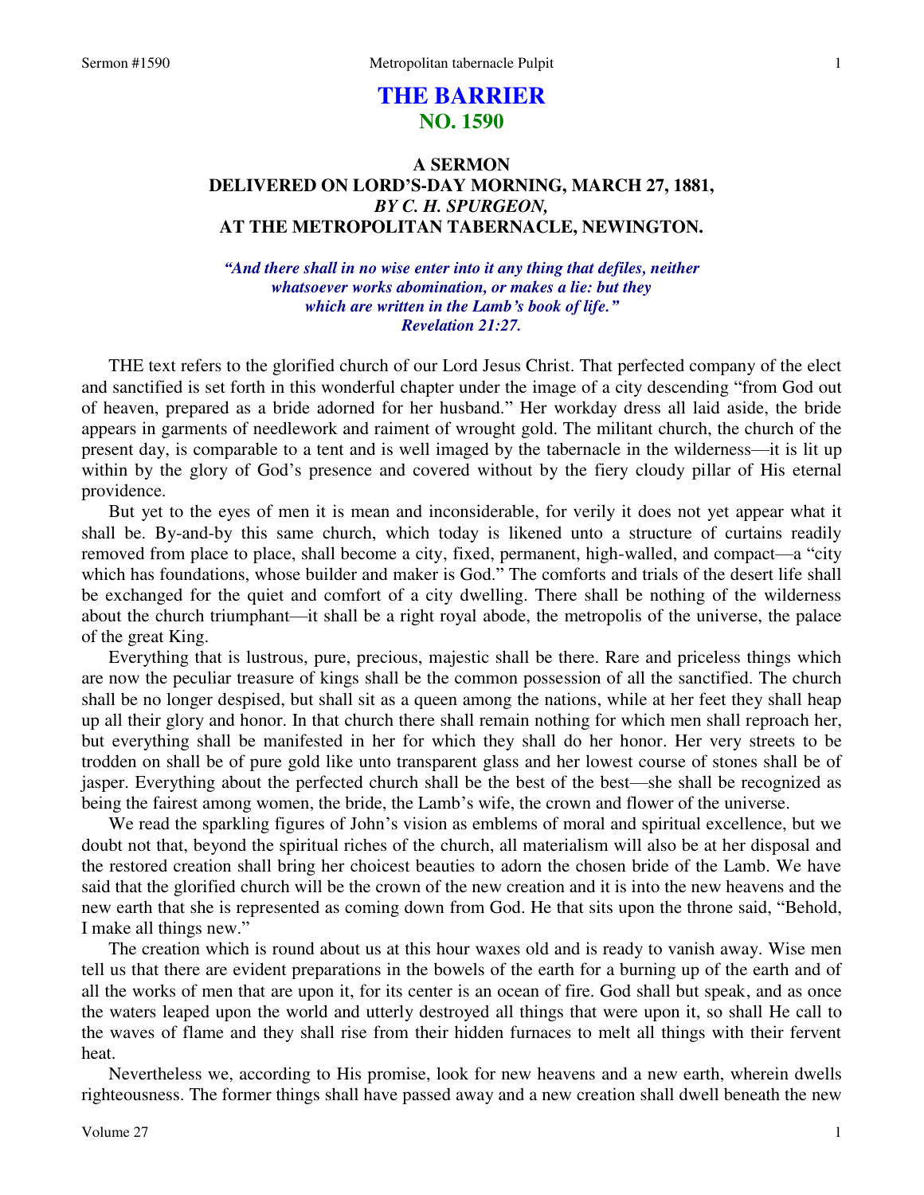# THE BARRIER
## NO. 1590

### A SERMON
### DELIVERED ON LORD'S-DAY MORNING, MARCH 27, 1881,
### *BY C. H. SPURGEON,*
### AT THE METROPOLITAN TABERNACLE, NEWINGTON.

*"And there shall in no wise enter into it any thing that defiles, neither whatsoever works abomination, or makes a lie: but they which are written in the Lamb's book of life." Revelation 21:27.*

THE text refers to the glorified church of our Lord Jesus Christ. That perfected company of the elect and sanctified is set forth in this wonderful chapter under the image of a city descending "from God out of heaven, prepared as a bride adorned for her husband." Her workday dress all laid aside, the bride appears in garments of needlework and raiment of wrought gold. The militant church, the church of the present day, is comparable to a tent and is well imaged by the tabernacle in the wilderness—it is lit up within by the glory of God's presence and covered without by the fiery cloudy pillar of His eternal providence.

But yet to the eyes of men it is mean and inconsiderable, for verily it does not yet appear what it shall be. By-and-by this same church, which today is likened unto a structure of curtains readily removed from place to place, shall become a city, fixed, permanent, high-walled, and compact—a "city which has foundations, whose builder and maker is God." The comforts and trials of the desert life shall be exchanged for the quiet and comfort of a city dwelling. There shall be nothing of the wilderness about the church triumphant—it shall be a right royal abode, the metropolis of the universe, the palace of the great King.

Everything that is lustrous, pure, precious, majestic shall be there. Rare and priceless things which are now the peculiar treasure of kings shall be the common possession of all the sanctified. The church shall be no longer despised, but shall sit as a queen among the nations, while at her feet they shall heap up all their glory and honor. In that church there shall remain nothing for which men shall reproach her, but everything shall be manifested in her for which they shall do her honor. Her very streets to be trodden on shall be of pure gold like unto transparent glass and her lowest course of stones shall be of jasper. Everything about the perfected church shall be the best of the best—she shall be recognized as being the fairest among women, the bride, the Lamb's wife, the crown and flower of the universe.

We read the sparkling figures of John's vision as emblems of moral and spiritual excellence, but we doubt not that, beyond the spiritual riches of the church, all materialism will also be at her disposal and the restored creation shall bring her choicest beauties to adorn the chosen bride of the Lamb. We have said that the glorified church will be the crown of the new creation and it is into the new heavens and the new earth that she is represented as coming down from God. He that sits upon the throne said, "Behold, I make all things new."

The creation which is round about us at this hour waxes old and is ready to vanish away. Wise men tell us that there are evident preparations in the bowels of the earth for a burning up of the earth and of all the works of men that are upon it, for its center is an ocean of fire. God shall but speak, and as once the waters leaped upon the world and utterly destroyed all things that were upon it, so shall He call to the waves of flame and they shall rise from their hidden furnaces to melt all things with their fervent heat.

Nevertheless we, according to His promise, look for new heavens and a new earth, wherein dwells righteousness. The former things shall have passed away and a new creation shall dwell beneath the new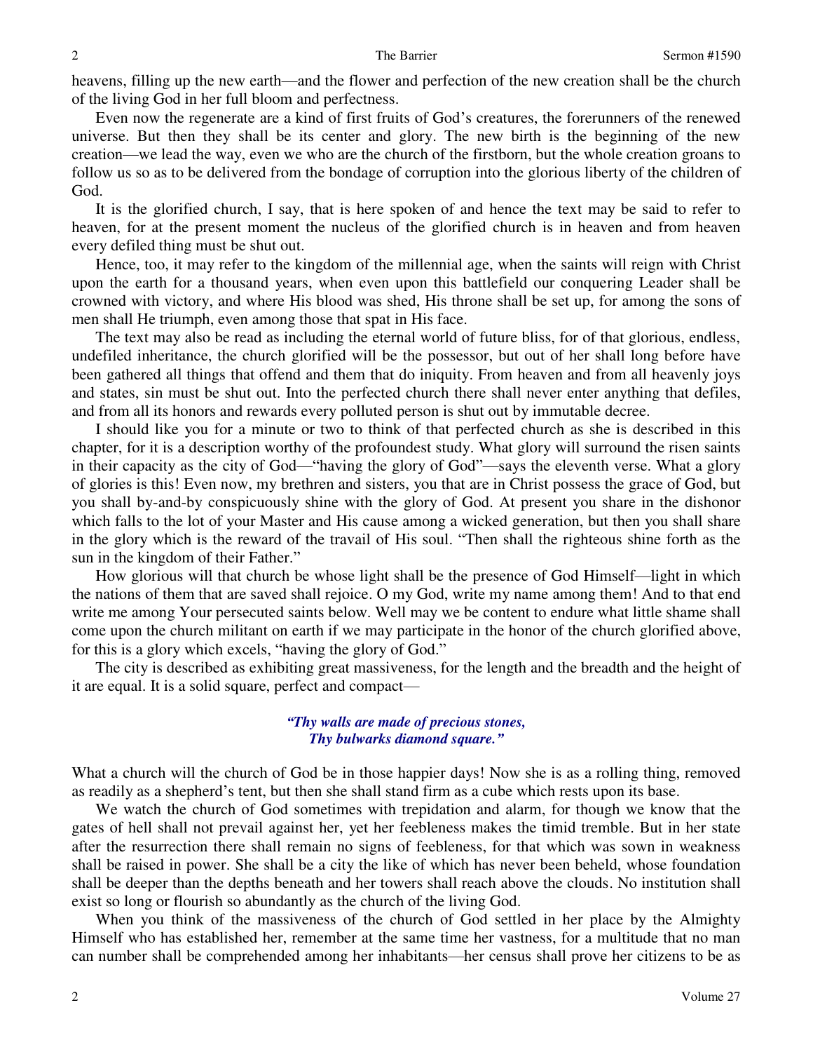heavens, filling up the new earth—and the flower and perfection of the new creation shall be the church of the living God in her full bloom and perfectness.

Even now the regenerate are a kind of first fruits of God's creatures, the forerunners of the renewed universe. But then they shall be its center and glory. The new birth is the beginning of the new creation—we lead the way, even we who are the church of the firstborn, but the whole creation groans to follow us so as to be delivered from the bondage of corruption into the glorious liberty of the children of God.

It is the glorified church, I say, that is here spoken of and hence the text may be said to refer to heaven, for at the present moment the nucleus of the glorified church is in heaven and from heaven every defiled thing must be shut out.

Hence, too, it may refer to the kingdom of the millennial age, when the saints will reign with Christ upon the earth for a thousand years, when even upon this battlefield our conquering Leader shall be crowned with victory, and where His blood was shed, His throne shall be set up, for among the sons of men shall He triumph, even among those that spat in His face.

The text may also be read as including the eternal world of future bliss, for of that glorious, endless, undefiled inheritance, the church glorified will be the possessor, but out of her shall long before have been gathered all things that offend and them that do iniquity. From heaven and from all heavenly joys and states, sin must be shut out. Into the perfected church there shall never enter anything that defiles, and from all its honors and rewards every polluted person is shut out by immutable decree.

I should like you for a minute or two to think of that perfected church as she is described in this chapter, for it is a description worthy of the profoundest study. What glory will surround the risen saints in their capacity as the city of God—"having the glory of God"—says the eleventh verse. What a glory of glories is this! Even now, my brethren and sisters, you that are in Christ possess the grace of God, but you shall by-and-by conspicuously shine with the glory of God. At present you share in the dishonor which falls to the lot of your Master and His cause among a wicked generation, but then you shall share in the glory which is the reward of the travail of His soul. "Then shall the righteous shine forth as the sun in the kingdom of their Father."

How glorious will that church be whose light shall be the presence of God Himself—light in which the nations of them that are saved shall rejoice. O my God, write my name among them! And to that end write me among Your persecuted saints below. Well may we be content to endure what little shame shall come upon the church militant on earth if we may participate in the honor of the church glorified above, for this is a glory which excels, "having the glory of God."

The city is described as exhibiting great massiveness, for the length and the breadth and the height of it are equal. It is a solid square, perfect and compact—

*"Thy walls are made of precious stones,*
*Thy bulwarks diamond square."*

What a church will the church of God be in those happier days! Now she is as a rolling thing, removed as readily as a shepherd's tent, but then she shall stand firm as a cube which rests upon its base.

We watch the church of God sometimes with trepidation and alarm, for though we know that the gates of hell shall not prevail against her, yet her feebleness makes the timid tremble. But in her state after the resurrection there shall remain no signs of feebleness, for that which was sown in weakness shall be raised in power. She shall be a city the like of which has never been beheld, whose foundation shall be deeper than the depths beneath and her towers shall reach above the clouds. No institution shall exist so long or flourish so abundantly as the church of the living God.

When you think of the massiveness of the church of God settled in her place by the Almighty Himself who has established her, remember at the same time her vastness, for a multitude that no man can number shall be comprehended among her inhabitants—her census shall prove her citizens to be as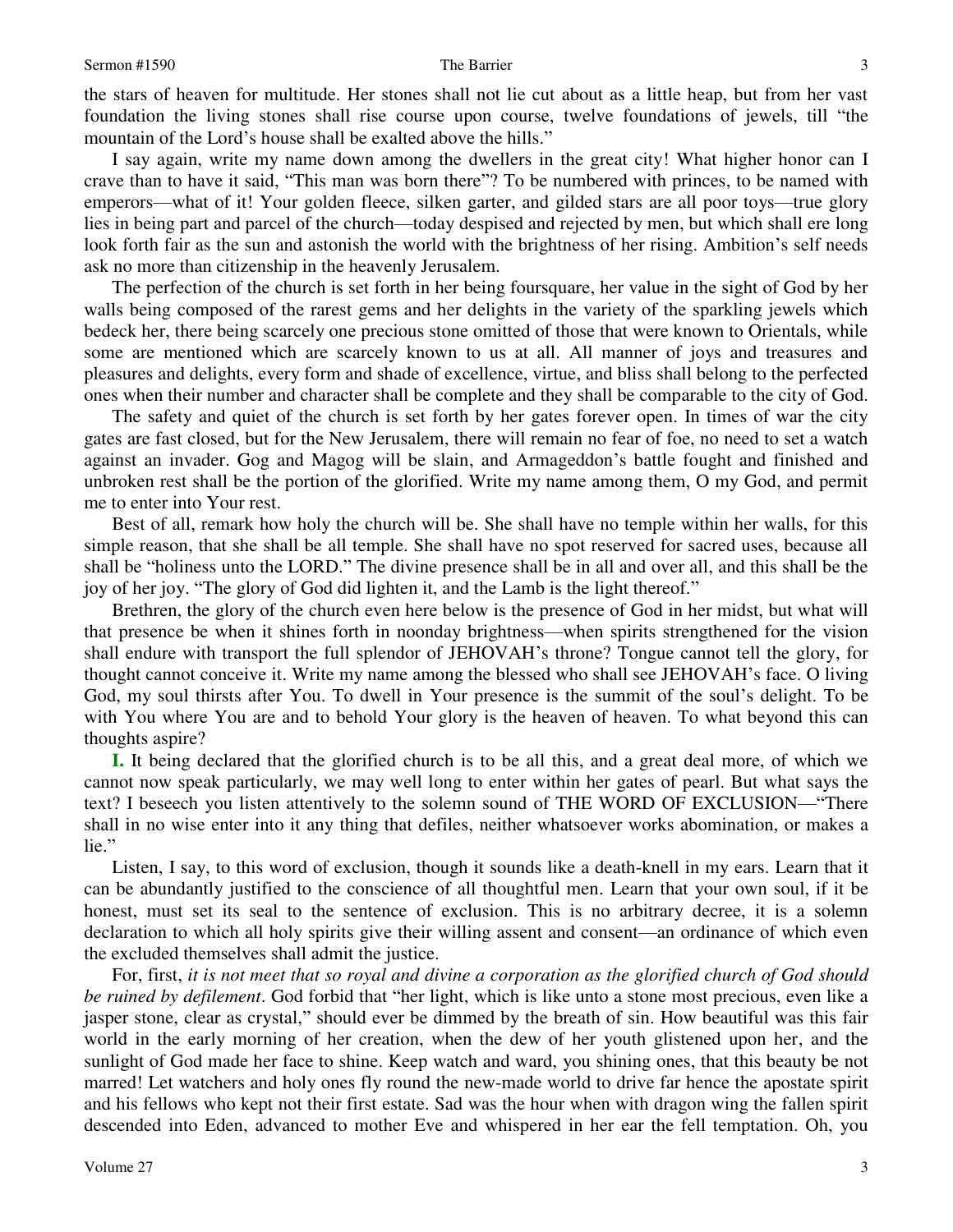the stars of heaven for multitude. Her stones shall not lie cut about as a little heap, but from her vast foundation the living stones shall rise course upon course, twelve foundations of jewels, till "the mountain of the Lord's house shall be exalted above the hills."

I say again, write my name down among the dwellers in the great city! What higher honor can I crave than to have it said, "This man was born there"? To be numbered with princes, to be named with emperors—what of it! Your golden fleece, silken garter, and gilded stars are all poor toys—true glory lies in being part and parcel of the church—today despised and rejected by men, but which shall ere long look forth fair as the sun and astonish the world with the brightness of her rising. Ambition's self needs ask no more than citizenship in the heavenly Jerusalem.

The perfection of the church is set forth in her being foursquare, her value in the sight of God by her walls being composed of the rarest gems and her delights in the variety of the sparkling jewels which bedeck her, there being scarcely one precious stone omitted of those that were known to Orientals, while some are mentioned which are scarcely known to us at all. All manner of joys and treasures and pleasures and delights, every form and shade of excellence, virtue, and bliss shall belong to the perfected ones when their number and character shall be complete and they shall be comparable to the city of God.

The safety and quiet of the church is set forth by her gates forever open. In times of war the city gates are fast closed, but for the New Jerusalem, there will remain no fear of foe, no need to set a watch against an invader. Gog and Magog will be slain, and Armageddon's battle fought and finished and unbroken rest shall be the portion of the glorified. Write my name among them, O my God, and permit me to enter into Your rest.

Best of all, remark how holy the church will be. She shall have no temple within her walls, for this simple reason, that she shall be all temple. She shall have no spot reserved for sacred uses, because all shall be "holiness unto the LORD." The divine presence shall be in all and over all, and this shall be the joy of her joy. "The glory of God did lighten it, and the Lamb is the light thereof."

Brethren, the glory of the church even here below is the presence of God in her midst, but what will that presence be when it shines forth in noonday brightness—when spirits strengthened for the vision shall endure with transport the full splendor of JEHOVAH's throne? Tongue cannot tell the glory, for thought cannot conceive it. Write my name among the blessed who shall see JEHOVAH's face. O living God, my soul thirsts after You. To dwell in Your presence is the summit of the soul's delight. To be with You where You are and to behold Your glory is the heaven of heaven. To what beyond this can thoughts aspire?

**I.** It being declared that the glorified church is to be all this, and a great deal more, of which we cannot now speak particularly, we may well long to enter within her gates of pearl. But what says the text? I beseech you listen attentively to the solemn sound of THE WORD OF EXCLUSION—"There shall in no wise enter into it any thing that defiles, neither whatsoever works abomination, or makes a lie."

Listen, I say, to this word of exclusion, though it sounds like a death-knell in my ears. Learn that it can be abundantly justified to the conscience of all thoughtful men. Learn that your own soul, if it be honest, must set its seal to the sentence of exclusion. This is no arbitrary decree, it is a solemn declaration to which all holy spirits give their willing assent and consent—an ordinance of which even the excluded themselves shall admit the justice.

For, first, *it is not meet that so royal and divine a corporation as the glorified church of God should be ruined by defilement*. God forbid that "her light, which is like unto a stone most precious, even like a jasper stone, clear as crystal," should ever be dimmed by the breath of sin. How beautiful was this fair world in the early morning of her creation, when the dew of her youth glistened upon her, and the sunlight of God made her face to shine. Keep watch and ward, you shining ones, that this beauty be not marred! Let watchers and holy ones fly round the new-made world to drive far hence the apostate spirit and his fellows who kept not their first estate. Sad was the hour when with dragon wing the fallen spirit descended into Eden, advanced to mother Eve and whispered in her ear the fell temptation. Oh, you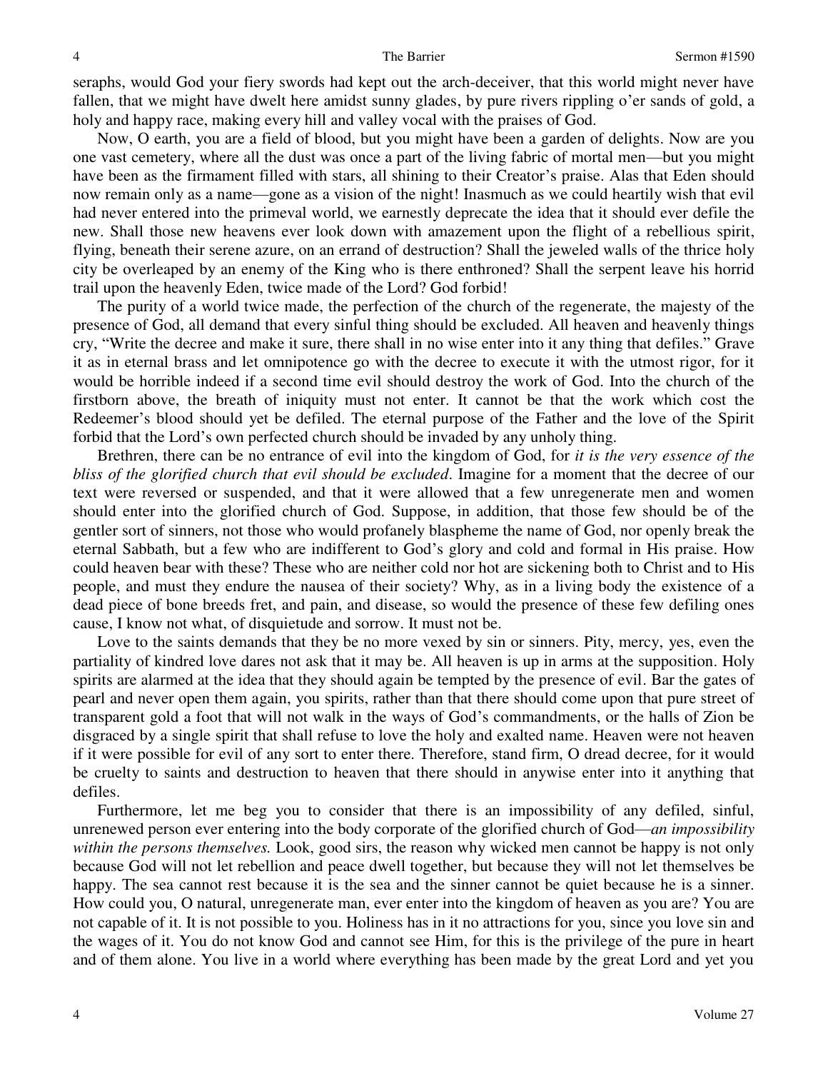seraphs, would God your fiery swords had kept out the arch-deceiver, that this world might never have fallen, that we might have dwelt here amidst sunny glades, by pure rivers rippling o'er sands of gold, a holy and happy race, making every hill and valley vocal with the praises of God.

Now, O earth, you are a field of blood, but you might have been a garden of delights. Now are you one vast cemetery, where all the dust was once a part of the living fabric of mortal men—but you might have been as the firmament filled with stars, all shining to their Creator's praise. Alas that Eden should now remain only as a name—gone as a vision of the night! Inasmuch as we could heartily wish that evil had never entered into the primeval world, we earnestly deprecate the idea that it should ever defile the new. Shall those new heavens ever look down with amazement upon the flight of a rebellious spirit, flying, beneath their serene azure, on an errand of destruction? Shall the jeweled walls of the thrice holy city be overleaped by an enemy of the King who is there enthroned? Shall the serpent leave his horrid trail upon the heavenly Eden, twice made of the Lord? God forbid!

The purity of a world twice made, the perfection of the church of the regenerate, the majesty of the presence of God, all demand that every sinful thing should be excluded. All heaven and heavenly things cry, "Write the decree and make it sure, there shall in no wise enter into it any thing that defiles." Grave it as in eternal brass and let omnipotence go with the decree to execute it with the utmost rigor, for it would be horrible indeed if a second time evil should destroy the work of God. Into the church of the firstborn above, the breath of iniquity must not enter. It cannot be that the work which cost the Redeemer's blood should yet be defiled. The eternal purpose of the Father and the love of the Spirit forbid that the Lord's own perfected church should be invaded by any unholy thing.

Brethren, there can be no entrance of evil into the kingdom of God, for *it is the very essence of the bliss of the glorified church that evil should be excluded*. Imagine for a moment that the decree of our text were reversed or suspended, and that it were allowed that a few unregenerate men and women should enter into the glorified church of God. Suppose, in addition, that those few should be of the gentler sort of sinners, not those who would profanely blaspheme the name of God, nor openly break the eternal Sabbath, but a few who are indifferent to God's glory and cold and formal in His praise. How could heaven bear with these? These who are neither cold nor hot are sickening both to Christ and to His people, and must they endure the nausea of their society? Why, as in a living body the existence of a dead piece of bone breeds fret, and pain, and disease, so would the presence of these few defiling ones cause, I know not what, of disquietude and sorrow. It must not be.

Love to the saints demands that they be no more vexed by sin or sinners. Pity, mercy, yes, even the partiality of kindred love dares not ask that it may be. All heaven is up in arms at the supposition. Holy spirits are alarmed at the idea that they should again be tempted by the presence of evil. Bar the gates of pearl and never open them again, you spirits, rather than that there should come upon that pure street of transparent gold a foot that will not walk in the ways of God's commandments, or the halls of Zion be disgraced by a single spirit that shall refuse to love the holy and exalted name. Heaven were not heaven if it were possible for evil of any sort to enter there. Therefore, stand firm, O dread decree, for it would be cruelty to saints and destruction to heaven that there should in anywise enter into it anything that defiles.

Furthermore, let me beg you to consider that there is an impossibility of any defiled, sinful, unrenewed person ever entering into the body corporate of the glorified church of God—*an impossibility within the persons themselves.* Look, good sirs, the reason why wicked men cannot be happy is not only because God will not let rebellion and peace dwell together, but because they will not let themselves be happy. The sea cannot rest because it is the sea and the sinner cannot be quiet because he is a sinner. How could you, O natural, unregenerate man, ever enter into the kingdom of heaven as you are? You are not capable of it. It is not possible to you. Holiness has in it no attractions for you, since you love sin and the wages of it. You do not know God and cannot see Him, for this is the privilege of the pure in heart and of them alone. You live in a world where everything has been made by the great Lord and yet you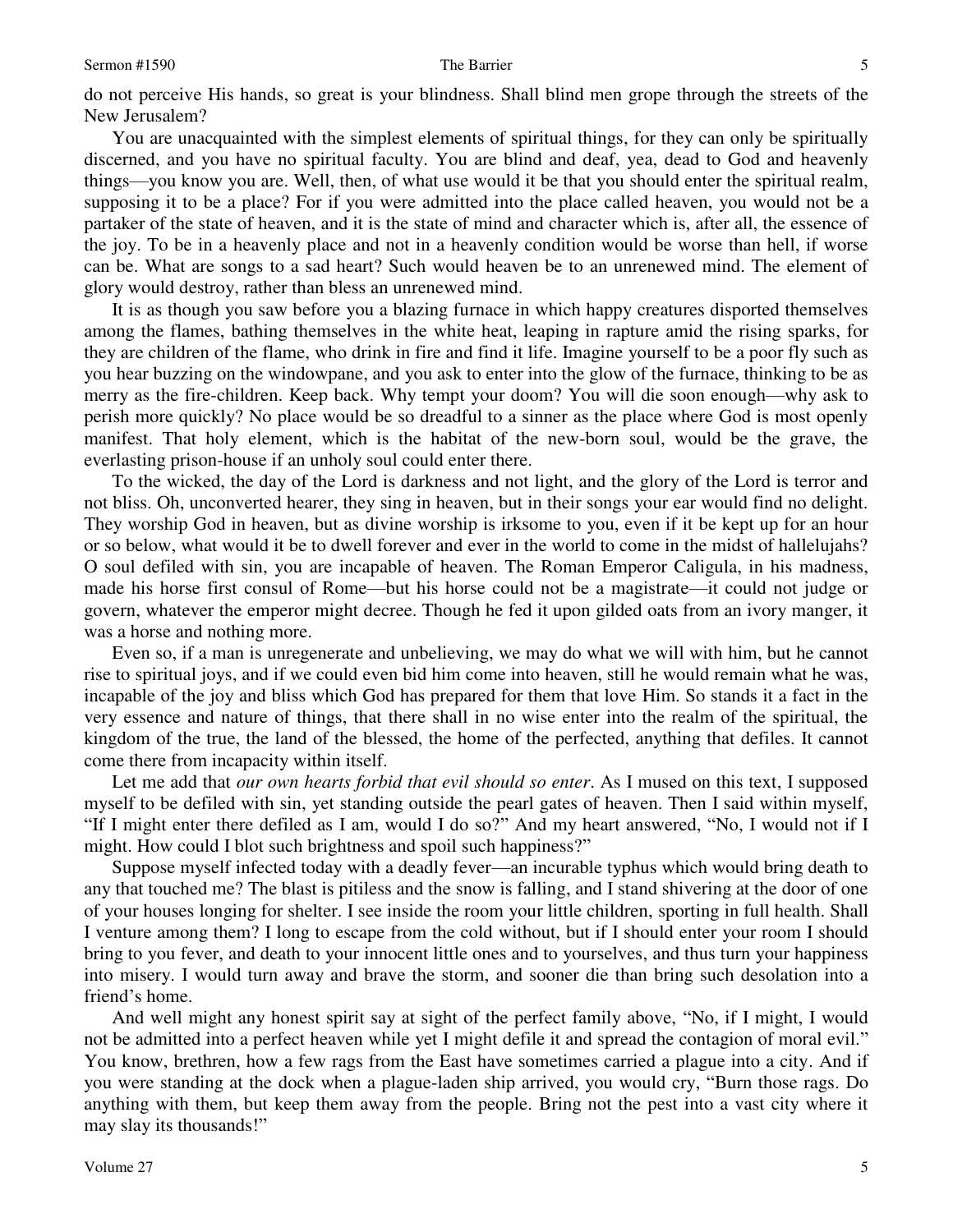do not perceive His hands, so great is your blindness. Shall blind men grope through the streets of the New Jerusalem?

You are unacquainted with the simplest elements of spiritual things, for they can only be spiritually discerned, and you have no spiritual faculty. You are blind and deaf, yea, dead to God and heavenly things—you know you are. Well, then, of what use would it be that you should enter the spiritual realm, supposing it to be a place? For if you were admitted into the place called heaven, you would not be a partaker of the state of heaven, and it is the state of mind and character which is, after all, the essence of the joy. To be in a heavenly place and not in a heavenly condition would be worse than hell, if worse can be. What are songs to a sad heart? Such would heaven be to an unrenewed mind. The element of glory would destroy, rather than bless an unrenewed mind.

It is as though you saw before you a blazing furnace in which happy creatures disported themselves among the flames, bathing themselves in the white heat, leaping in rapture amid the rising sparks, for they are children of the flame, who drink in fire and find it life. Imagine yourself to be a poor fly such as you hear buzzing on the windowpane, and you ask to enter into the glow of the furnace, thinking to be as merry as the fire-children. Keep back. Why tempt your doom? You will die soon enough—why ask to perish more quickly? No place would be so dreadful to a sinner as the place where God is most openly manifest. That holy element, which is the habitat of the new-born soul, would be the grave, the everlasting prison-house if an unholy soul could enter there.

To the wicked, the day of the Lord is darkness and not light, and the glory of the Lord is terror and not bliss. Oh, unconverted hearer, they sing in heaven, but in their songs your ear would find no delight. They worship God in heaven, but as divine worship is irksome to you, even if it be kept up for an hour or so below, what would it be to dwell forever and ever in the world to come in the midst of hallelujahs? O soul defiled with sin, you are incapable of heaven. The Roman Emperor Caligula, in his madness, made his horse first consul of Rome—but his horse could not be a magistrate—it could not judge or govern, whatever the emperor might decree. Though he fed it upon gilded oats from an ivory manger, it was a horse and nothing more.

Even so, if a man is unregenerate and unbelieving, we may do what we will with him, but he cannot rise to spiritual joys, and if we could even bid him come into heaven, still he would remain what he was, incapable of the joy and bliss which God has prepared for them that love Him. So stands it a fact in the very essence and nature of things, that there shall in no wise enter into the realm of the spiritual, the kingdom of the true, the land of the blessed, the home of the perfected, anything that defiles. It cannot come there from incapacity within itself.

Let me add that *our own hearts forbid that evil should so enter*. As I mused on this text, I supposed myself to be defiled with sin, yet standing outside the pearl gates of heaven. Then I said within myself, "If I might enter there defiled as I am, would I do so?" And my heart answered, "No, I would not if I might. How could I blot such brightness and spoil such happiness?"

Suppose myself infected today with a deadly fever—an incurable typhus which would bring death to any that touched me? The blast is pitiless and the snow is falling, and I stand shivering at the door of one of your houses longing for shelter. I see inside the room your little children, sporting in full health. Shall I venture among them? I long to escape from the cold without, but if I should enter your room I should bring to you fever, and death to your innocent little ones and to yourselves, and thus turn your happiness into misery. I would turn away and brave the storm, and sooner die than bring such desolation into a friend's home.

And well might any honest spirit say at sight of the perfect family above, "No, if I might, I would not be admitted into a perfect heaven while yet I might defile it and spread the contagion of moral evil." You know, brethren, how a few rags from the East have sometimes carried a plague into a city. And if you were standing at the dock when a plague-laden ship arrived, you would cry, "Burn those rags. Do anything with them, but keep them away from the people. Bring not the pest into a vast city where it may slay its thousands!"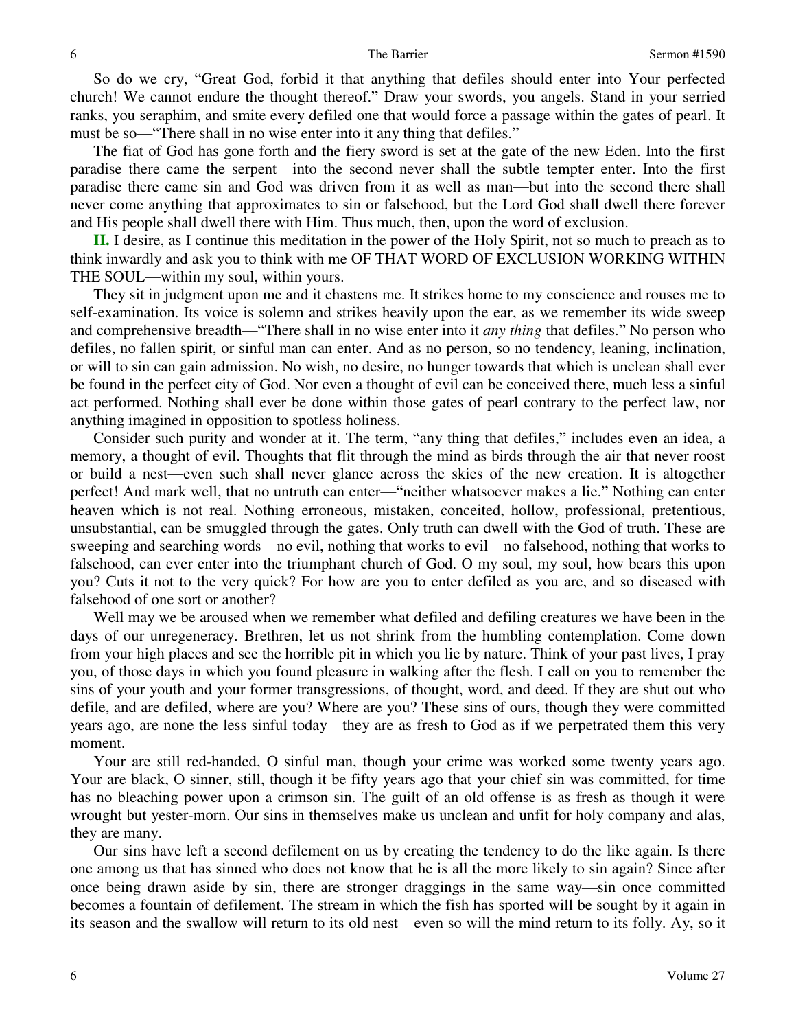So do we cry, "Great God, forbid it that anything that defiles should enter into Your perfected church! We cannot endure the thought thereof." Draw your swords, you angels. Stand in your serried ranks, you seraphim, and smite every defiled one that would force a passage within the gates of pearl. It must be so—"There shall in no wise enter into it any thing that defiles."

The fiat of God has gone forth and the fiery sword is set at the gate of the new Eden. Into the first paradise there came the serpent—into the second never shall the subtle tempter enter. Into the first paradise there came sin and God was driven from it as well as man—but into the second there shall never come anything that approximates to sin or falsehood, but the Lord God shall dwell there forever and His people shall dwell there with Him. Thus much, then, upon the word of exclusion.

**II.** I desire, as I continue this meditation in the power of the Holy Spirit, not so much to preach as to think inwardly and ask you to think with me OF THAT WORD OF EXCLUSION WORKING WITHIN THE SOUL—within my soul, within yours.

They sit in judgment upon me and it chastens me. It strikes home to my conscience and rouses me to self-examination. Its voice is solemn and strikes heavily upon the ear, as we remember its wide sweep and comprehensive breadth—"There shall in no wise enter into it *any thing* that defiles." No person who defiles, no fallen spirit, or sinful man can enter. And as no person, so no tendency, leaning, inclination, or will to sin can gain admission. No wish, no desire, no hunger towards that which is unclean shall ever be found in the perfect city of God. Nor even a thought of evil can be conceived there, much less a sinful act performed. Nothing shall ever be done within those gates of pearl contrary to the perfect law, nor anything imagined in opposition to spotless holiness.

Consider such purity and wonder at it. The term, "any thing that defiles," includes even an idea, a memory, a thought of evil. Thoughts that flit through the mind as birds through the air that never roost or build a nest—even such shall never glance across the skies of the new creation. It is altogether perfect! And mark well, that no untruth can enter—"neither whatsoever makes a lie." Nothing can enter heaven which is not real. Nothing erroneous, mistaken, conceited, hollow, professional, pretentious, unsubstantial, can be smuggled through the gates. Only truth can dwell with the God of truth. These are sweeping and searching words—no evil, nothing that works to evil—no falsehood, nothing that works to falsehood, can ever enter into the triumphant church of God. O my soul, my soul, how bears this upon you? Cuts it not to the very quick? For how are you to enter defiled as you are, and so diseased with falsehood of one sort or another?

Well may we be aroused when we remember what defiled and defiling creatures we have been in the days of our unregeneracy. Brethren, let us not shrink from the humbling contemplation. Come down from your high places and see the horrible pit in which you lie by nature. Think of your past lives, I pray you, of those days in which you found pleasure in walking after the flesh. I call on you to remember the sins of your youth and your former transgressions, of thought, word, and deed. If they are shut out who defile, and are defiled, where are you? Where are you? These sins of ours, though they were committed years ago, are none the less sinful today—they are as fresh to God as if we perpetrated them this very moment.

Your are still red-handed, O sinful man, though your crime was worked some twenty years ago. Your are black, O sinner, still, though it be fifty years ago that your chief sin was committed, for time has no bleaching power upon a crimson sin. The guilt of an old offense is as fresh as though it were wrought but yester-morn. Our sins in themselves make us unclean and unfit for holy company and alas, they are many.

Our sins have left a second defilement on us by creating the tendency to do the like again. Is there one among us that has sinned who does not know that he is all the more likely to sin again? Since after once being drawn aside by sin, there are stronger draggings in the same way—sin once committed becomes a fountain of defilement. The stream in which the fish has sported will be sought by it again in its season and the swallow will return to its old nest—even so will the mind return to its folly. Ay, so it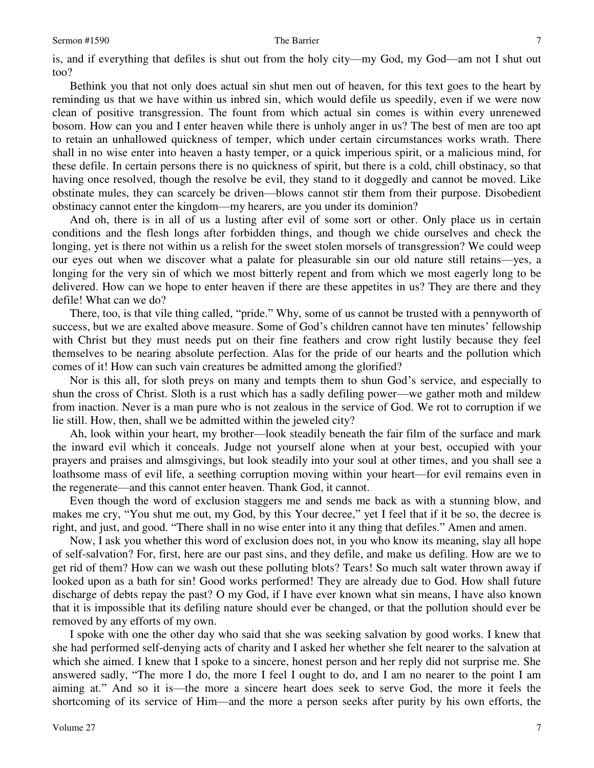is, and if everything that defiles is shut out from the holy city—my God, my God—am not I shut out too?

Bethink you that not only does actual sin shut men out of heaven, for this text goes to the heart by reminding us that we have within us inbred sin, which would defile us speedily, even if we were now clean of positive transgression. The fount from which actual sin comes is within every unrenewed bosom. How can you and I enter heaven while there is unholy anger in us? The best of men are too apt to retain an unhallowed quickness of temper, which under certain circumstances works wrath. There shall in no wise enter into heaven a hasty temper, or a quick imperious spirit, or a malicious mind, for these defile. In certain persons there is no quickness of spirit, but there is a cold, chill obstinacy, so that having once resolved, though the resolve be evil, they stand to it doggedly and cannot be moved. Like obstinate mules, they can scarcely be driven—blows cannot stir them from their purpose. Disobedient obstinacy cannot enter the kingdom—my hearers, are you under its dominion?

And oh, there is in all of us a lusting after evil of some sort or other. Only place us in certain conditions and the flesh longs after forbidden things, and though we chide ourselves and check the longing, yet is there not within us a relish for the sweet stolen morsels of transgression? We could weep our eyes out when we discover what a palate for pleasurable sin our old nature still retains—yes, a longing for the very sin of which we most bitterly repent and from which we most eagerly long to be delivered. How can we hope to enter heaven if there are these appetites in us? They are there and they defile! What can we do?

There, too, is that vile thing called, "pride." Why, some of us cannot be trusted with a pennyworth of success, but we are exalted above measure. Some of God's children cannot have ten minutes' fellowship with Christ but they must needs put on their fine feathers and crow right lustily because they feel themselves to be nearing absolute perfection. Alas for the pride of our hearts and the pollution which comes of it! How can such vain creatures be admitted among the glorified?

Nor is this all, for sloth preys on many and tempts them to shun God's service, and especially to shun the cross of Christ. Sloth is a rust which has a sadly defiling power—we gather moth and mildew from inaction. Never is a man pure who is not zealous in the service of God. We rot to corruption if we lie still. How, then, shall we be admitted within the jeweled city?

Ah, look within your heart, my brother—look steadily beneath the fair film of the surface and mark the inward evil which it conceals. Judge not yourself alone when at your best, occupied with your prayers and praises and almsgivings, but look steadily into your soul at other times, and you shall see a loathsome mass of evil life, a seething corruption moving within your heart—for evil remains even in the regenerate—and this cannot enter heaven. Thank God, it cannot.

Even though the word of exclusion staggers me and sends me back as with a stunning blow, and makes me cry, "You shut me out, my God, by this Your decree," yet I feel that if it be so, the decree is right, and just, and good. "There shall in no wise enter into it any thing that defiles." Amen and amen.

Now, I ask you whether this word of exclusion does not, in you who know its meaning, slay all hope of self-salvation? For, first, here are our past sins, and they defile, and make us defiling. How are we to get rid of them? How can we wash out these polluting blots? Tears! So much salt water thrown away if looked upon as a bath for sin! Good works performed! They are already due to God. How shall future discharge of debts repay the past? O my God, if I have ever known what sin means, I have also known that it is impossible that its defiling nature should ever be changed, or that the pollution should ever be removed by any efforts of my own.

I spoke with one the other day who said that she was seeking salvation by good works. I knew that she had performed self-denying acts of charity and I asked her whether she felt nearer to the salvation at which she aimed. I knew that I spoke to a sincere, honest person and her reply did not surprise me. She answered sadly, "The more I do, the more I feel I ought to do, and I am no nearer to the point I am aiming at." And so it is—the more a sincere heart does seek to serve God, the more it feels the shortcoming of its service of Him—and the more a person seeks after purity by his own efforts, the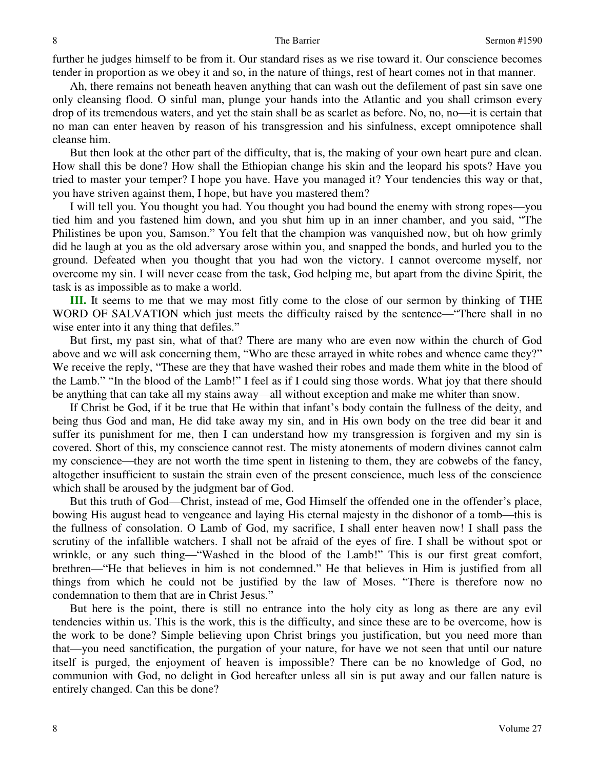further he judges himself to be from it. Our standard rises as we rise toward it. Our conscience becomes tender in proportion as we obey it and so, in the nature of things, rest of heart comes not in that manner.

Ah, there remains not beneath heaven anything that can wash out the defilement of past sin save one only cleansing flood. O sinful man, plunge your hands into the Atlantic and you shall crimson every drop of its tremendous waters, and yet the stain shall be as scarlet as before. No, no, no—it is certain that no man can enter heaven by reason of his transgression and his sinfulness, except omnipotence shall cleanse him.

But then look at the other part of the difficulty, that is, the making of your own heart pure and clean. How shall this be done? How shall the Ethiopian change his skin and the leopard his spots? Have you tried to master your temper? I hope you have. Have you managed it? Your tendencies this way or that, you have striven against them, I hope, but have you mastered them?

I will tell you. You thought you had. You thought you had bound the enemy with strong ropes—you tied him and you fastened him down, and you shut him up in an inner chamber, and you said, "The Philistines be upon you, Samson." You felt that the champion was vanquished now, but oh how grimly did he laugh at you as the old adversary arose within you, and snapped the bonds, and hurled you to the ground. Defeated when you thought that you had won the victory. I cannot overcome myself, nor overcome my sin. I will never cease from the task, God helping me, but apart from the divine Spirit, the task is as impossible as to make a world.

**III.** It seems to me that we may most fitly come to the close of our sermon by thinking of THE WORD OF SALVATION which just meets the difficulty raised by the sentence—"There shall in no wise enter into it any thing that defiles."

But first, my past sin, what of that? There are many who are even now within the church of God above and we will ask concerning them, "Who are these arrayed in white robes and whence came they?" We receive the reply, "These are they that have washed their robes and made them white in the blood of the Lamb." "In the blood of the Lamb!" I feel as if I could sing those words. What joy that there should be anything that can take all my stains away—all without exception and make me whiter than snow.

If Christ be God, if it be true that He within that infant's body contain the fullness of the deity, and being thus God and man, He did take away my sin, and in His own body on the tree did bear it and suffer its punishment for me, then I can understand how my transgression is forgiven and my sin is covered. Short of this, my conscience cannot rest. The misty atonements of modern divines cannot calm my conscience—they are not worth the time spent in listening to them, they are cobwebs of the fancy, altogether insufficient to sustain the strain even of the present conscience, much less of the conscience which shall be aroused by the judgment bar of God.

But this truth of God—Christ, instead of me, God Himself the offended one in the offender's place, bowing His august head to vengeance and laying His eternal majesty in the dishonor of a tomb—this is the fullness of consolation. O Lamb of God, my sacrifice, I shall enter heaven now! I shall pass the scrutiny of the infallible watchers. I shall not be afraid of the eyes of fire. I shall be without spot or wrinkle, or any such thing—"Washed in the blood of the Lamb!" This is our first great comfort, brethren—"He that believes in him is not condemned." He that believes in Him is justified from all things from which he could not be justified by the law of Moses. "There is therefore now no condemnation to them that are in Christ Jesus."

But here is the point, there is still no entrance into the holy city as long as there are any evil tendencies within us. This is the work, this is the difficulty, and since these are to be overcome, how is the work to be done? Simple believing upon Christ brings you justification, but you need more than that—you need sanctification, the purgation of your nature, for have we not seen that until our nature itself is purged, the enjoyment of heaven is impossible? There can be no knowledge of God, no communion with God, no delight in God hereafter unless all sin is put away and our fallen nature is entirely changed. Can this be done?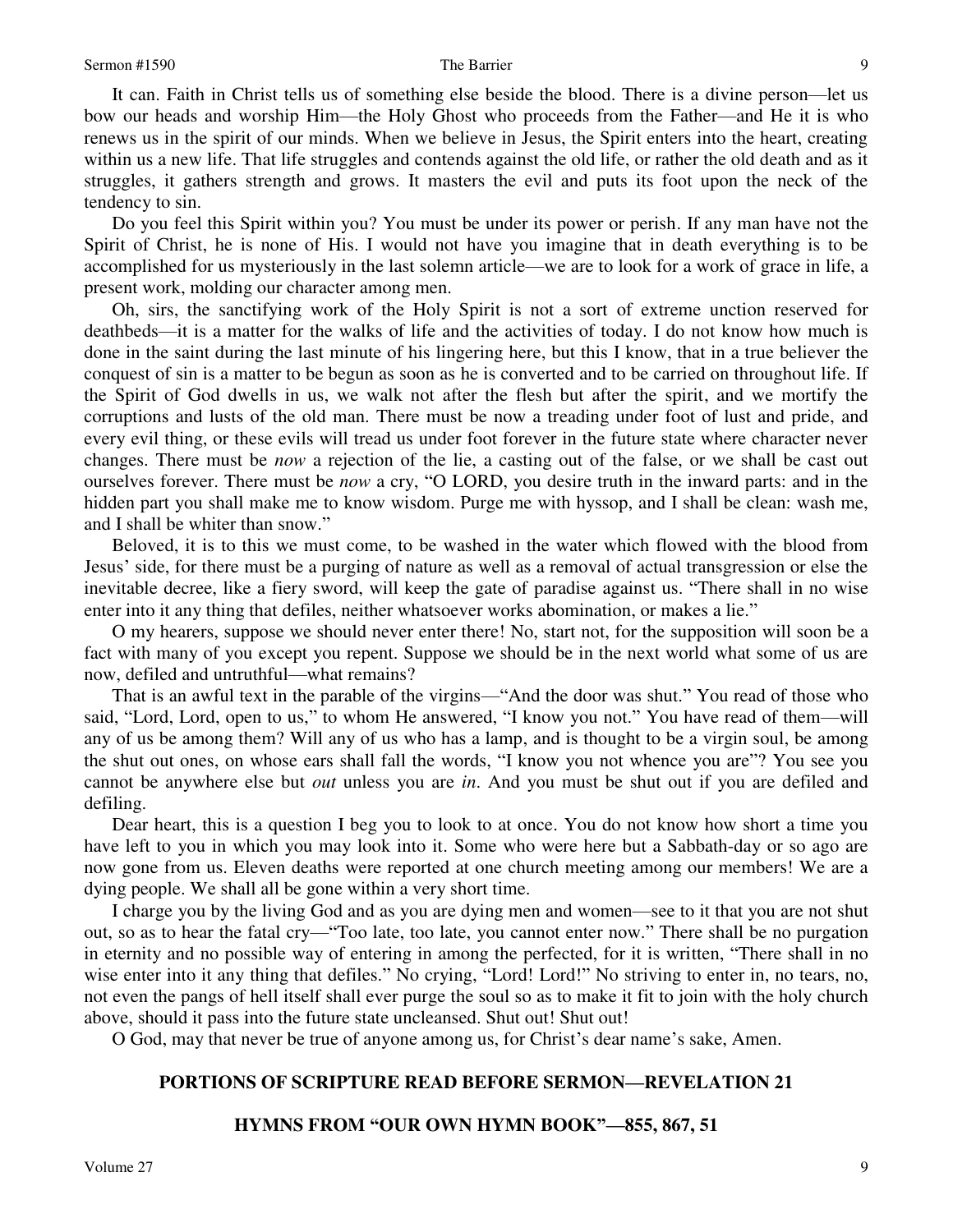It can. Faith in Christ tells us of something else beside the blood. There is a divine person—let us bow our heads and worship Him—the Holy Ghost who proceeds from the Father—and He it is who renews us in the spirit of our minds. When we believe in Jesus, the Spirit enters into the heart, creating within us a new life. That life struggles and contends against the old life, or rather the old death and as it struggles, it gathers strength and grows. It masters the evil and puts its foot upon the neck of the tendency to sin.

Do you feel this Spirit within you? You must be under its power or perish. If any man have not the Spirit of Christ, he is none of His. I would not have you imagine that in death everything is to be accomplished for us mysteriously in the last solemn article—we are to look for a work of grace in life, a present work, molding our character among men.

Oh, sirs, the sanctifying work of the Holy Spirit is not a sort of extreme unction reserved for deathbeds—it is a matter for the walks of life and the activities of today. I do not know how much is done in the saint during the last minute of his lingering here, but this I know, that in a true believer the conquest of sin is a matter to be begun as soon as he is converted and to be carried on throughout life. If the Spirit of God dwells in us, we walk not after the flesh but after the spirit, and we mortify the corruptions and lusts of the old man. There must be now a treading under foot of lust and pride, and every evil thing, or these evils will tread us under foot forever in the future state where character never changes. There must be *now* a rejection of the lie, a casting out of the false, or we shall be cast out ourselves forever. There must be *now* a cry, "O LORD, you desire truth in the inward parts: and in the hidden part you shall make me to know wisdom. Purge me with hyssop, and I shall be clean: wash me, and I shall be whiter than snow."

Beloved, it is to this we must come, to be washed in the water which flowed with the blood from Jesus' side, for there must be a purging of nature as well as a removal of actual transgression or else the inevitable decree, like a fiery sword, will keep the gate of paradise against us. "There shall in no wise enter into it any thing that defiles, neither whatsoever works abomination, or makes a lie."

O my hearers, suppose we should never enter there! No, start not, for the supposition will soon be a fact with many of you except you repent. Suppose we should be in the next world what some of us are now, defiled and untruthful—what remains?

That is an awful text in the parable of the virgins—"And the door was shut." You read of those who said, "Lord, Lord, open to us," to whom He answered, "I know you not." You have read of them—will any of us be among them? Will any of us who has a lamp, and is thought to be a virgin soul, be among the shut out ones, on whose ears shall fall the words, "I know you not whence you are"? You see you cannot be anywhere else but *out* unless you are *in*. And you must be shut out if you are defiled and defiling.

Dear heart, this is a question I beg you to look to at once. You do not know how short a time you have left to you in which you may look into it. Some who were here but a Sabbath-day or so ago are now gone from us. Eleven deaths were reported at one church meeting among our members! We are a dying people. We shall all be gone within a very short time.

I charge you by the living God and as you are dying men and women—see to it that you are not shut out, so as to hear the fatal cry—"Too late, too late, you cannot enter now." There shall be no purgation in eternity and no possible way of entering in among the perfected, for it is written, "There shall in no wise enter into it any thing that defiles." No crying, "Lord! Lord!" No striving to enter in, no tears, no, not even the pangs of hell itself shall ever purge the soul so as to make it fit to join with the holy church above, should it pass into the future state uncleansed. Shut out! Shut out!

O God, may that never be true of anyone among us, for Christ's dear name's sake, Amen.

## PORTIONS OF SCRIPTURE READ BEFORE SERMON—REVELATION 21

## HYMNS FROM "OUR OWN HYMN BOOK"—855, 867, 51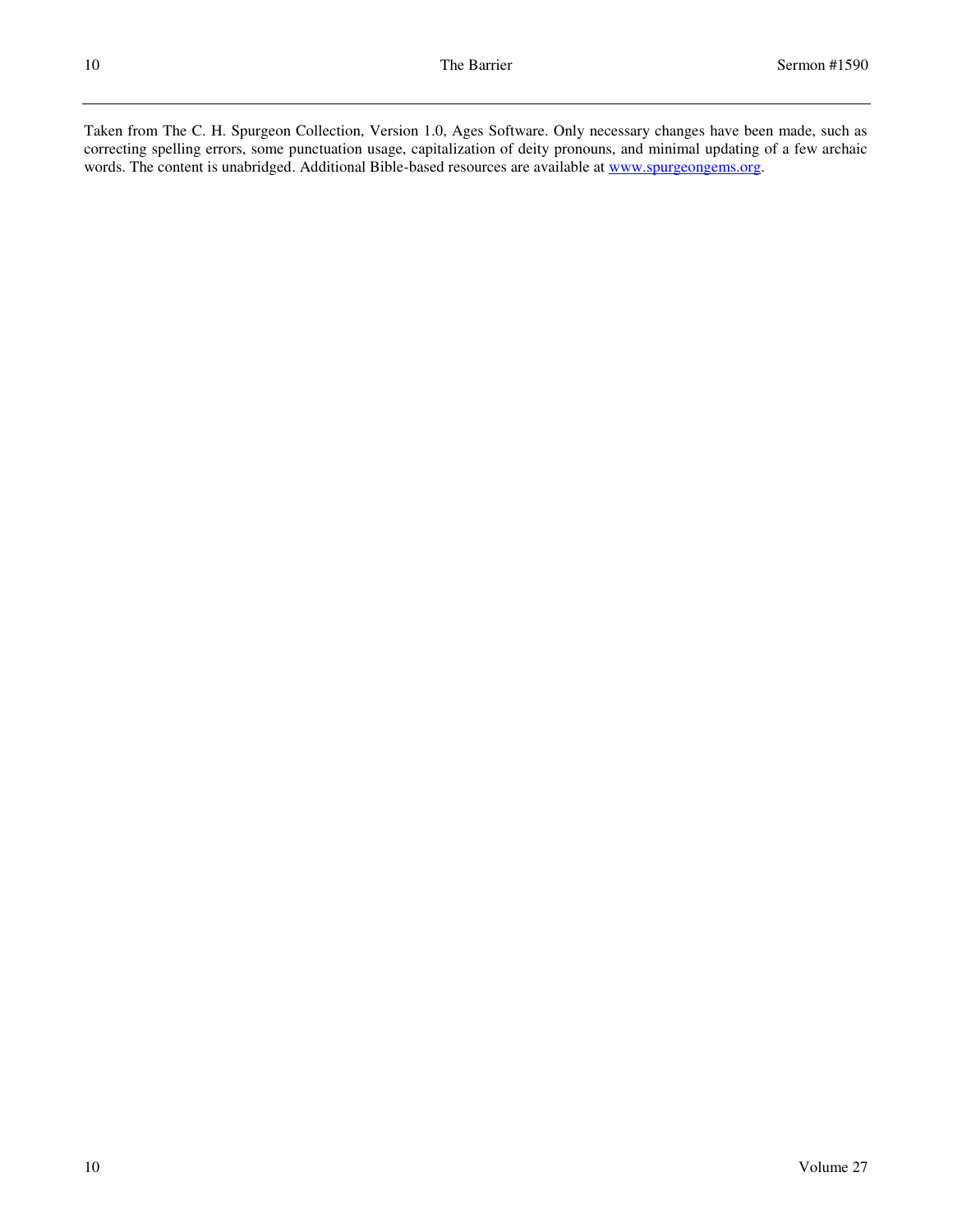Taken from The C. H. Spurgeon Collection, Version 1.0, Ages Software. Only necessary changes have been made, such as correcting spelling errors, some punctuation usage, capitalization of deity pronouns, and minimal updating of a few archaic words. The content is unabridged. Additional Bible-based resources are available at [www.spurgeongems.org](http://www.spurgeongems.org).